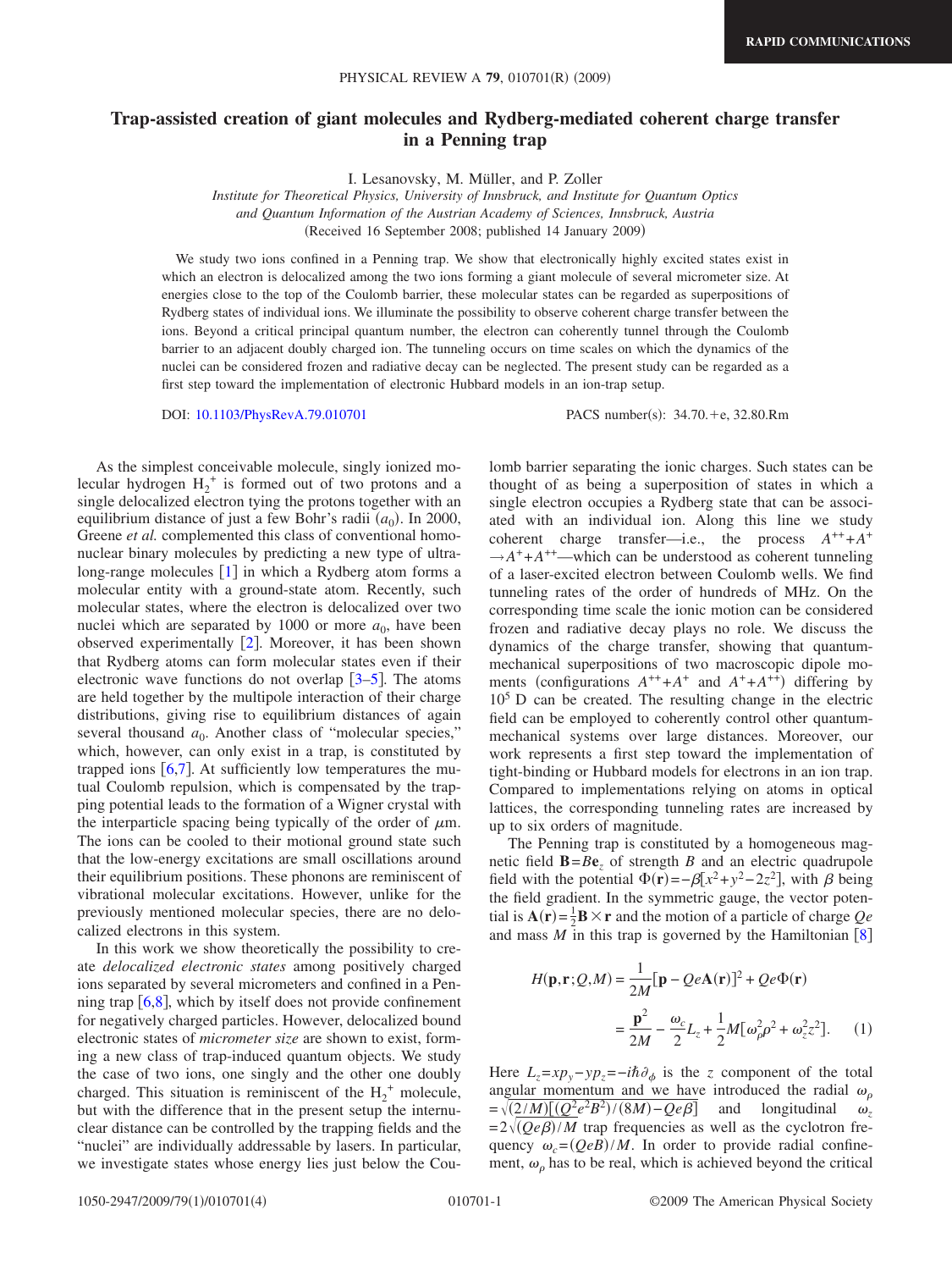# Trap-assisted creation of giant molecules and Rydberg-mediated coherent charge transfer in a Penning trap

I. Lesanovsky, M. Müller, and P. Zoller

*Institute for Theoretical Physics, University of Innsbruck, and Institute for Quantum Optics and Quantum Information of the Austrian Academy of Sciences, Innsbruck, Austria*

(Received 16 September 2008; published 14 January 2009)

We study two ions confined in a Penning trap. We show that electronically highly excited states exist in which an electron is delocalized among the two ions forming a giant molecule of several micrometer size. At energies close to the top of the Coulomb barrier, these molecular states can be regarded as superpositions of Rydberg states of individual ions. We illuminate the possibility to observe coherent charge transfer between the ions. Beyond a critical principal quantum number, the electron can coherently tunnel through the Coulomb barrier to an adjacent doubly charged ion. The tunneling occurs on time scales on which the dynamics of the nuclei can be considered frozen and radiative decay can be neglected. The present study can be regarded as a first step toward the implementation of electronic Hubbard models in an ion-trap setup.

DOI: 10.1103/PhysRevA.79.010701 PACS number(s): 34.70.+e, 32.80.Rm

As the simplest conceivable molecule, singly ionized molecular hydrogen $H_2^+$ is formed out of two protons and a single delocalized electron tying the protons together with an equilibrium distance of just a few Bohr's radii ($a_0$). In 2000, Greene *et al.* complemented this class of conventional homonuclear binary molecules by predicting a new type of ultralong-range molecules [1] in which a Rydberg atom forms a molecular entity with a ground-state atom. Recently, such molecular states, where the electron is delocalized over two nuclei which are separated by 1000 or more $a_0$, have been observed experimentally [2]. Moreover, it has been shown that Rydberg atoms can form molecular states even if their electronic wave functions do not overlap [3–5]. The atoms are held together by the multipole interaction of their charge distributions, giving rise to equilibrium distances of again several thousand $a_0$. Another class of "molecular species," which, however, can only exist in a trap, is constituted by trapped ions [6,7]. At sufficiently low temperatures the mutual Coulomb repulsion, which is compensated by the trapping potential leads to the formation of a Wigner crystal with the interparticle spacing being typically of the order of $\mu$m. The ions can be cooled to their motional ground state such that the low-energy excitations are small oscillations around their equilibrium positions. These phonons are reminiscent of vibrational molecular excitations. However, unlike for the previously mentioned molecular species, there are no delocalized electrons in this system.

In this work we show theoretically the possibility to create *delocalized electronic states* among positively charged ions separated by several micrometers and confined in a Penning trap [6,8], which by itself does not provide confinement for negatively charged particles. However, delocalized bound electronic states of *micrometer size* are shown to exist, forming a new class of trap-induced quantum objects. We study the case of two ions, one singly and the other one doubly charged. This situation is reminiscent of the $H_2^+$ molecule, but with the difference that in the present setup the internuclear distance can be controlled by the trapping fields and the "nuclei" are individually addressable by lasers. In particular, we investigate states whose energy lies just below the Coulomb barrier separating the ionic charges. Such states can be thought of as being a superposition of states in which a single electron occupies a Rydberg state that can be associated with an individual ion. Along this line we study coherent charge transfer—i.e., the process $A^{++}+A^{+} \rightarrow A^{+}+A^{++}$—which can be understood as coherent tunneling of a laser-excited electron between Coulomb wells. We find tunneling rates of the order of hundreds of MHz. On the corresponding time scale the ionic motion can be considered frozen and radiative decay plays no role. We discuss the dynamics of the charge transfer, showing that quantum-mechanical superpositions of two macroscopic dipole moments (configurations $A^{++}+A^{+}$ and $A^{+}+A^{++}$) differing by $10^5$ D can be created. The resulting change in the electric field can be employed to coherently control other quantum-mechanical systems over large distances. Moreover, our work represents a first step toward the implementation of tight-binding or Hubbard models for electrons in an ion trap. Compared to implementations relying on atoms in optical lattices, the corresponding tunneling rates are increased by up to six orders of magnitude.

The Penning trap is constituted by a homogeneous magnetic field $\mathbf{B}=B\mathbf{e}_z$ of strength $B$ and an electric quadrupole field with the potential $\Phi(\mathbf{r})=-\beta[x^2+y^2-2z^2]$, with $\beta$ being the field gradient. In the symmetric gauge, the vector potential is $\mathbf{A}(\mathbf{r})=\frac{1}{2}\mathbf{B}\times\mathbf{r}$ and the motion of a particle of charge $Qe$ and mass $M$ in this trap is governed by the Hamiltonian [8]

$$H(\mathbf{p},\mathbf{r};Q,M)=\frac{1}{2M}[\mathbf{p}-Qe\mathbf{A}(\mathbf{r})]^2+Qe\Phi(\mathbf{r})$$
$$=\frac{\mathbf{p}^2}{2M}-\frac{\omega_c}{2}L_z+\frac{1}{2}M[\omega_\rho^2\rho^2+\omega_z^2z^2]. \quad (1)$$

Here $L_z=xp_y-yp_z=-i\hbar\partial_\phi$ is the $z$ component of the total angular momentum and we have introduced the radial $\omega_\rho=\sqrt{(2/M)[(Q^2e^2B^2)/(8M)-Qe\beta]}$ and longitudinal $\omega_z=2\sqrt{(Qe\beta)/M}$ trap frequencies as well as the cyclotron frequency $\omega_c=(QeB)/M$. In order to provide radial confinement, $\omega_\rho$ has to be real, which is achieved beyond the critical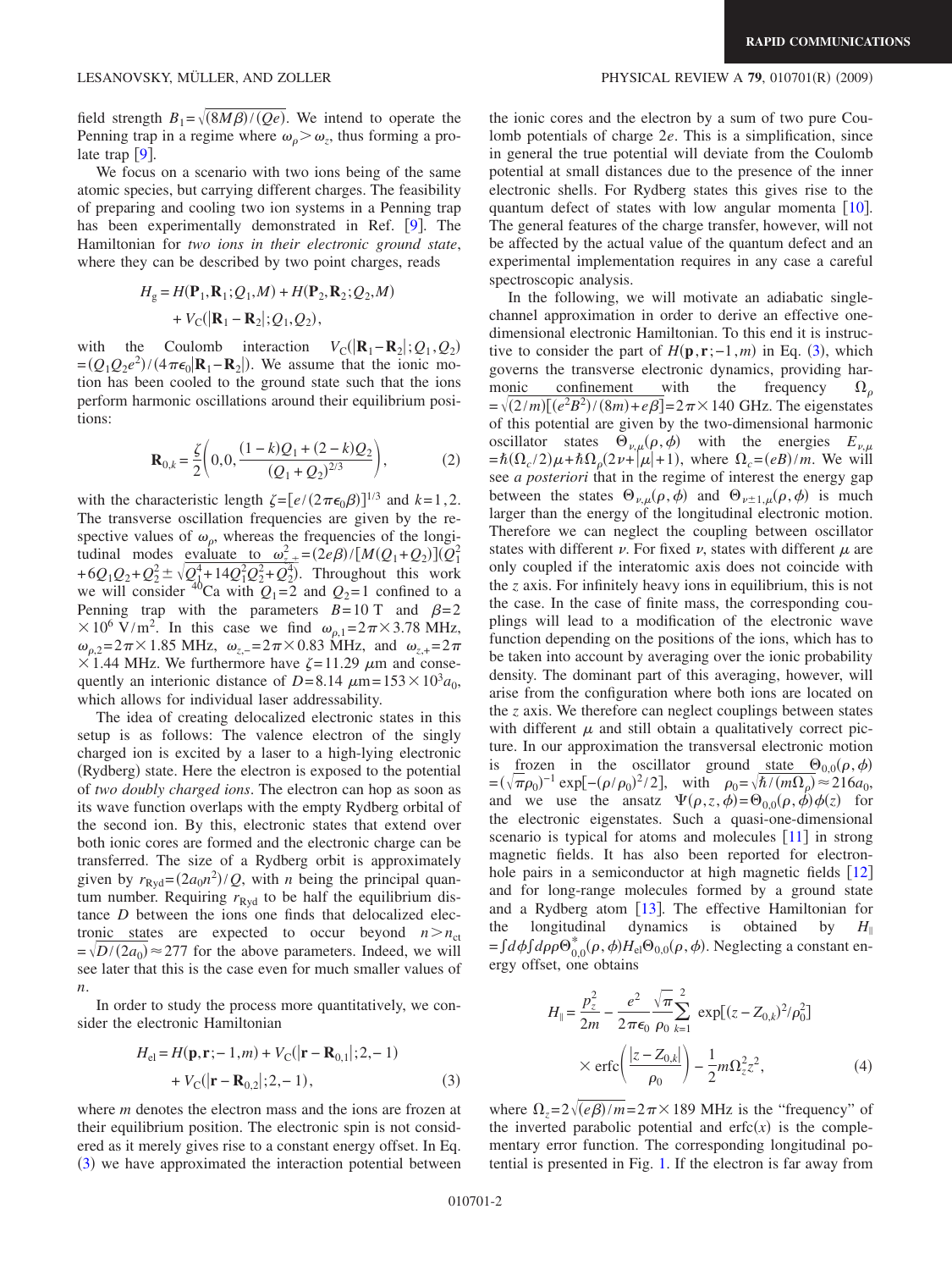field strength $B_1 = \sqrt{(8M\beta)/(Qe)}$. We intend to operate the Penning trap in a regime where $\omega_\rho > \omega_z$, thus forming a prolate trap [9].

We focus on a scenario with two ions being of the same atomic species, but carrying different charges. The feasibility of preparing and cooling two ion systems in a Penning trap has been experimentally demonstrated in Ref. [9]. The Hamiltonian for *two ions in their electronic ground state*, where they can be described by two point charges, reads

$$H_g = H(\mathbf{P}_1, \mathbf{R}_1; Q_1, M) + H(\mathbf{P}_2, \mathbf{R}_2; Q_2, M) + V_C(|\mathbf{R}_1 - \mathbf{R}_2|; Q_1, Q_2),$$

with the Coulomb interaction $V_C(|\mathbf{R}_1 - \mathbf{R}_2|; Q_1, Q_2) = (Q_1 Q_2 e^2)/(4\pi\epsilon_0 |\mathbf{R}_1 - \mathbf{R}_2|)$. We assume that the ionic motion has been cooled to the ground state such that the ions perform harmonic oscillations around their equilibrium positions:

$$\mathbf{R}_{0,k} = \frac{\zeta}{2}\left(0, 0, \frac{(1-k)Q_1 + (2-k)Q_2}{(Q_1 + Q_2)^{2/3}}\right), \tag{2}$$

with the characteristic length $\zeta = [e/(2\pi\epsilon_0 \beta)]^{1/3}$ and $k = 1, 2$. The transverse oscillation frequencies are given by the respective values of $\omega_\rho$, whereas the frequencies of the longitudinal modes evaluate to $\omega_{z,\pm}^2 = (2e\beta)/[M(Q_1+Q_2)](Q_1^2 + 6Q_1Q_2 + Q_2^2 \pm \sqrt{Q_1^4 + 14Q_1^2Q_2^2 + Q_2^4})$. Throughout this work we will consider $^{40}$Ca with $Q_1 = 2$ and $Q_2 = 1$ confined to a Penning trap with the parameters $B = 10$ T and $\beta = 2 \times 10^6$ V/m$^2$. In this case we find $\omega_{\rho,1} = 2\pi \times 3.78$ MHz, $\omega_{\rho,2} = 2\pi \times 1.85$ MHz, $\omega_{z,-} = 2\pi \times 0.83$ MHz, and $\omega_{z,+} = 2\pi \times 1.44$ MHz. We furthermore have $\zeta = 11.29$ $\mu$m and consequently an interionic distance of $D = 8.14$ $\mu$m$= 153 \times 10^3 a_0$, which allows for individual laser addressability.

The idea of creating delocalized electronic states in this setup is as follows: The valence electron of the singly charged ion is excited by a laser to a high-lying electronic (Rydberg) state. Here the electron is exposed to the potential of *two doubly charged ions*. The electron can hop as soon as its wave function overlaps with the empty Rydberg orbital of the second ion. By this, electronic states that extend over both ionic cores are formed and the electronic charge can be transferred. The size of a Rydberg orbit is approximately given by $r_{\text{Ryd}} = (2a_0 n^2)/Q$, with $n$ being the principal quantum number. Requiring $r_{\text{Ryd}}$ to be half the equilibrium distance $D$ between the ions one finds that delocalized electronic states are expected to occur beyond $n > n_{\text{ct}} = \sqrt{D/(2a_0)} \approx 277$ for the above parameters. Indeed, we will see later that this is the case even for much smaller values of $n$.

In order to study the process more quantitatively, we consider the electronic Hamiltonian

$$H_{\text{el}} = H(\mathbf{p}, \mathbf{r}; -1, m) + V_C(|\mathbf{r} - \mathbf{R}_{0,1}|; 2, -1) + V_C(|\mathbf{r} - \mathbf{R}_{0,2}|; 2, -1), \tag{3}$$

where $m$ denotes the electron mass and the ions are frozen at their equilibrium position. The electronic spin is not considered as it merely gives rise to a constant energy offset. In Eq. (3) we have approximated the interaction potential between the ionic cores and the electron by a sum of two pure Coulomb potentials of charge $2e$. This is a simplification, since in general the true potential will deviate from the Coulomb potential at small distances due to the presence of the inner electronic shells. For Rydberg states this gives rise to the quantum defect of states with low angular momenta [10]. The general features of the charge transfer, however, will not be affected by the actual value of the quantum defect and an experimental implementation requires in any case a careful spectroscopic analysis.

In the following, we will motivate an adiabatic single-channel approximation in order to derive an effective one-dimensional electronic Hamiltonian. To this end it is instructive to consider the part of $H(\mathbf{p}, \mathbf{r}; -1, m)$ in Eq. (3), which governs the transverse electronic dynamics, providing harmonic confinement with the frequency $\Omega_\rho = \sqrt{(2/m)[(e^2B^2)/(8m) + e\beta]} = 2\pi \times 140$ GHz. The eigenstates of this potential are given by the two-dimensional harmonic oscillator states $\Theta_{\nu,\mu}(\rho, \phi)$ with the energies $E_{\nu,\mu} = \hbar(\Omega_c/2)\mu + \hbar\Omega_\rho(2\nu + |\mu| + 1)$, where $\Omega_c = (eB)/m$. We will see *a posteriori* that in the regime of interest the energy gap between the states $\Theta_{\nu,\mu}(\rho, \phi)$ and $\Theta_{\nu\pm 1,\mu}(\rho, \phi)$ is much larger than the energy of the longitudinal electronic motion. Therefore we can neglect the coupling between oscillator states with different $\nu$. For fixed $\nu$, states with different $\mu$ are only coupled if the interatomic axis does not coincide with the $z$ axis. For infinitely heavy ions in equilibrium, this is not the case. In the case of finite mass, the corresponding couplings will lead to a modification of the electronic wave function depending on the positions of the ions, which has to be taken into account by averaging over the ionic probability density. The dominant part of this averaging, however, will arise from the configuration where both ions are located on the $z$ axis. We therefore can neglect couplings between states with different $\mu$ and still obtain a qualitatively correct picture. In our approximation the transversal electronic motion is frozen in the oscillator ground state $\Theta_{0,0}(\rho, \phi) = (\sqrt{\pi}\rho_0)^{-1} \exp[-(\rho/\rho_0)^2/2]$, with $\rho_0 = \sqrt{\hbar/(m\Omega_\rho)} \approx 216 a_0$, and we use the ansatz $\Psi(\rho, z, \phi) = \Theta_{0,0}(\rho, \phi)\phi(z)$ for the electronic eigenstates. Such a quasi-one-dimensional scenario is typical for atoms and molecules [11] in strong magnetic fields. It has also been reported for electron-hole pairs in a semiconductor at high magnetic fields [12] and for long-range molecules formed by a ground state and a Rydberg atom [13]. The effective Hamiltonian for the longitudinal dynamics is obtained by $H_\parallel = \int d\phi \int d\rho \rho \Theta_{0,0}^*(\rho, \phi) H_{\text{el}} \Theta_{0,0}(\rho, \phi)$. Neglecting a constant energy offset, one obtains

$$H_\parallel = \frac{p_z^2}{2m} - \frac{e^2}{2\pi\epsilon_0}\frac{\sqrt{\pi}}{\rho_0}\sum_{k=1}^{2} \exp[(z - Z_{0,k})^2/\rho_0^2] \times \text{erfc}\left(\frac{|z - Z_{0,k}|}{\rho_0}\right) - \frac{1}{2}m\Omega_z^2 z^2, \tag{4}$$

where $\Omega_z = 2\sqrt{(e\beta)/m} = 2\pi \times 189$ MHz is the "frequency" of the inverted parabolic potential and $\text{erfc}(x)$ is the complementary error function. The corresponding longitudinal potential is presented in Fig. 1. If the electron is far away from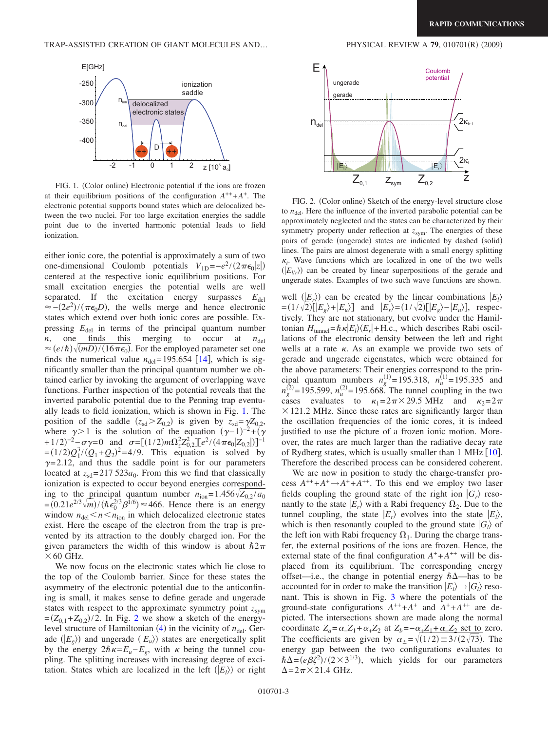FIG. 1. (Color online) Electronic potential if the ions are frozen at their equilibrium positions of the configuration $A^{++}+A^{+}$. The electronic potential supports bound states which are delocalized between the two nuclei. For too large excitation energies the saddle point due to the inverted harmonic potential leads to field ionization.

either ionic core, the potential is approximately a sum of two one-dimensional Coulomb potentials $V_{1D}=-e^2/(2\pi\epsilon_0|z|)$ centered at the respective ionic equilibrium positions. For small excitation energies the potential wells are well separated. If the excitation energy surpasses $E_{del} \approx -(2e^2)/(\pi\epsilon_0 D)$, the wells merge and hence electronic states which extend over both ionic cores are possible. Expressing $E_{del}$ in terms of the principal quantum number $n$, one finds this merging to occur at $n_{del} \approx (e/\hbar)\sqrt{(mD)/(16\pi\epsilon_0)}$. For the employed parameter set one finds the numerical value $n_{del}=195.654$ [14], which is significantly smaller than the principal quantum number we obtained earlier by invoking the argument of overlapping wave functions. Further inspection of the potential reveals that the inverted parabolic potential due to the Penning trap eventually leads to field ionization, which is shown in Fig. 1. The position of the saddle ($z_{sd}>Z_{0,2}$) is given by $z_{sd}=\gamma Z_{0,2}$, where $\gamma>1$ is the solution of the equation $(\gamma-1)^{-2}+(\gamma+1/2)^{-2}-\sigma\gamma=0$ and $\sigma=[(1/2)m\Omega_z^2 Z_{0,2}^2][e^2/(4\pi\epsilon_0|Z_{0,2}|)]^{-1}=(1/2)Q_1^2/(Q_1+Q_2)^2=4/9$. This equation is solved by $\gamma=2.12$, and thus the saddle point is for our parameters located at $z_{sd}=217\,523a_0$. From this we find that classically ionization is expected to occur beyond energies corresponding to the principal quantum number $n_{ion}=1.456\sqrt{Z_{0,2}/a_0}=(0.21e^{2/3}\sqrt{m})/(\hbar\epsilon_0^{2/3}\beta^{1/6})\approx 466$. Hence there is an energy window $n_{del}<n<n_{ion}$ in which delocalized electronic states exist. Here the escape of the electron from the trap is prevented by its attraction to the doubly charged ion. For the given parameters the width of this window is about $\hbar 2\pi \times 60$ GHz.

We now focus on the electronic states which lie close to the top of the Coulomb barrier. Since for these states the asymmetry of the electronic potential due to the anticonfining part is small, it makes sense to define gerade and ungerade states with respect to the approximate symmetry point $z_{sym}=(Z_{0,1}+Z_{0,2})/2$. In Fig. 2 we show a sketch of the energy-level structure of Hamiltonian (4) in the vicinity of $n_{del}$. Gerade ($|E_g\rangle$) and ungerade ($|E_u\rangle$) states are energetically split by the energy $2\hbar\kappa=E_u-E_g$, with $\kappa$ being the tunnel coupling. The splitting increases with increasing degree of excitation. States which are localized in the left ($|E_l\rangle$) or right well ($|E_r\rangle$) can be created by the linear combinations $|E_l\rangle=(1/\sqrt{2})[|E_g\rangle+|E_u\rangle]$ and $|E_r\rangle=(1/\sqrt{2})[|E_g\rangle-|E_u\rangle]$, respectively. They are not stationary, but evolve under the Hamiltonian $H_{tunnel}=\hbar\kappa|E_l\rangle\langle E_r|+\text{H.c.}$, which describes Rabi oscillations of the electronic density between the left and right wells at a rate $\kappa$. As an example we provide two sets of gerade and ungerade eigenstates, which were obtained for the above parameters: Their energies correspond to the principal quantum numbers $n_g^{(1)}=195.318$, $n_u^{(1)}=195.335$ and $n_g^{(2)}=195.599$, $n_u^{(2)}=195.668$. The tunnel coupling in the two cases evaluates to $\kappa_1=2\pi\times 29.5$ MHz and $\kappa_2=2\pi\times 121.2$ MHz. Since these rates are significantly larger than the oscillation frequencies of the ionic cores, it is indeed justified to use the picture of a frozen ionic motion. Moreover, the rates are much larger than the radiative decay rate of Rydberg states, which is usually smaller than 1 MHz [10]. Therefore the described process can be considered coherent.

FIG. 2. (Color online) Sketch of the energy-level structure close to $n_{del}$. Here the influence of the inverted parabolic potential can be approximately neglected and the states can be characterized by their symmetry property under reflection at $z_{sym}$. The energies of these pairs of gerade (ungerade) states are indicated by dashed (solid) lines. The pairs are almost degenerate with a small energy splitting $\kappa_i$. Wave functions which are localized in one of the two wells ($|E_{l/r}\rangle$) can be created by linear superpositions of the gerade and ungerade states. Examples of two such wave functions are shown.

We are now in position to study the charge-transfer process $A^{++}+A^{+}\rightarrow A^{+}+A^{++}$. To this end we employ two laser fields coupling the ground state of the right ion $|G_r\rangle$ resonantly to the state $|E_r\rangle$ with a Rabi frequency $\Omega_2$. Due to the tunnel coupling, the state $|E_r\rangle$ evolves into the state $|E_l\rangle$, which is then resonantly coupled to the ground state $|G_l\rangle$ of the left ion with Rabi frequency $\Omega_1$. During the charge transfer, the external positions of the ions are frozen. Hence, the external state of the final configuration $A^{+}+A^{++}$ will be displaced from its equilibrium. The corresponding energy offset—i.e., the change in potential energy $\hbar\Delta$—has to be accounted for in order to make the transition $|E_l\rangle\rightarrow|G_l\rangle$ resonant. This is shown in Fig. 3 where the potentials of the ground-state configurations $A^{++}+A^{+}$ and $A^{+}+A^{++}$ are depicted. The intersections shown are made along the normal coordinate $Z_a=\alpha\_Z_1+\alpha_+Z_2$ at $Z_b=-\alpha_+Z_1+\alpha\_Z_2$ set to zero. The coefficients are given by $\alpha_{\pm}=\sqrt{(1/2)\pm 3/(2\sqrt{73})}$. The energy gap between the two configurations evaluates to $\hbar\Delta=(e\beta\zeta^2)/(2\times 3^{1/3})$, which yields for our parameters $\Delta=2\pi\times 21.4$ GHz.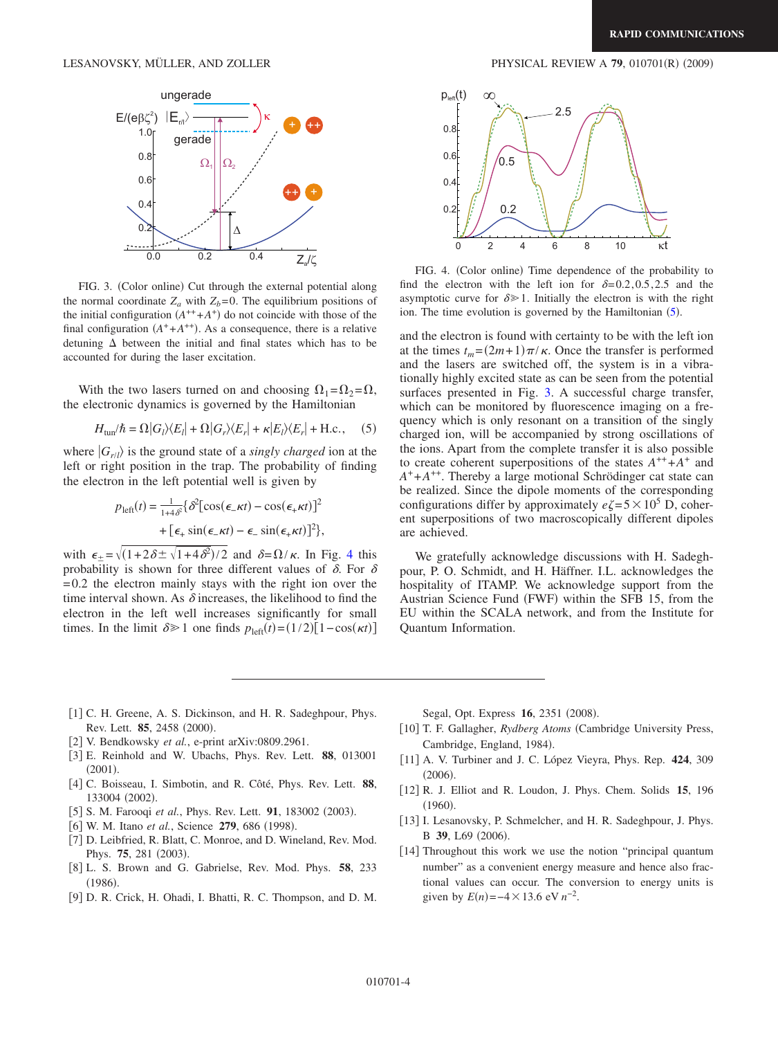ungerade

$E/(e\beta\zeta^2)$ $|E_{r/l}\rangle$

1.0

gerade

0.8

0.6

0.4

0.2

0.0 0.2 0.4 $Z_a/\zeta$

$\kappa$

$\Omega_1$ $\Omega_2$

$\Delta$

+ ++

++ +

FIG. 3. (Color online) Cut through the external potential along the normal coordinate $Z_a$ with $Z_b=0$. The equilibrium positions of the initial configuration $(A^{++}+A^{+})$ do not coincide with those of the final configuration $(A^{+}+A^{++})$. As a consequence, there is a relative detuning $\Delta$ between the initial and final states which has to be accounted for during the laser excitation.

With the two lasers turned on and choosing $\Omega_1=\Omega_2=\Omega$, the electronic dynamics is governed by the Hamiltonian

$$H_{\text{tun}}/\hbar = \Omega|G_l\rangle\langle E_l| + \Omega|G_r\rangle\langle E_r| + \kappa|E_l\rangle\langle E_r| + \text{H.c.}, \quad (5)$$

where $|G_{r/l}\rangle$ is the ground state of a *singly charged* ion at the left or right position in the trap. The probability of finding the electron in the left potential well is given by

$$p_{\text{left}}(t) = \frac{1}{1+4\delta^2}\{\delta^2[\cos(\epsilon_-\kappa t) - \cos(\epsilon_+\kappa t)]^2 + [\epsilon_+ \sin(\epsilon_-\kappa t) - \epsilon_- \sin(\epsilon_+\kappa t)]^2\},$$

with $\epsilon_\pm = \sqrt{(1+2\delta \pm \sqrt{1+4\delta^2})/2}$ and $\delta=\Omega/\kappa$. In Fig. 4 this probability is shown for three different values of $\delta$. For $\delta=0.2$ the electron mainly stays with the right ion over the time interval shown. As $\delta$ increases, the likelihood to find the electron in the left well increases significantly for small times. In the limit $\delta \gg 1$ one finds $p_{\text{left}}(t)=(1/2)[1-\cos(\kappa t)]$ and the electron is found with certainty to be with the left ion at the times $t_m=(2m+1)\pi/\kappa$. Once the transfer is performed and the lasers are switched off, the system is in a vibrationally highly excited state as can be seen from the potential surfaces presented in Fig. 3. A successful charge transfer, which can be monitored by fluorescence imaging on a frequency which is only resonant on a transition of the singly charged ion, will be accompanied by strong oscillations of the ions. Apart from the complete transfer it is also possible to create coherent superpositions of the states $A^{++}+A^{+}$ and $A^{+}+A^{++}$. Thereby a large motional Schrödinger cat state can be realized. Since the dipole moments of the corresponding configurations differ by approximately $e\zeta = 5\times 10^5$ D, coherent superpositions of two macroscopically different dipoles are achieved.

$p_{\text{left}}(t)$

$\infty$

2.5

0.8

0.6

0.5

0.4

0.2

0.2

0 2 4 6 8 10 $\kappa t$

FIG. 4. (Color online) Time dependence of the probability to find the electron with the left ion for $\delta=0.2, 0.5, 2.5$ and the asymptotic curve for $\delta \gg 1$. Initially the electron is with the right ion. The time evolution is governed by the Hamiltonian (5).

We gratefully acknowledge discussions with H. Sadeghpour, P. O. Schmidt, and H. Häffner. I.L. acknowledges the hospitality of ITAMP. We acknowledge support from the Austrian Science Fund (FWF) within the SFB 15, from the EU within the SCALA network, and from the Institute for Quantum Information.

---

[1] C. H. Greene, A. S. Dickinson, and H. R. Sadeghpour, Phys. Rev. Lett. **85**, 2458 (2000).

[2] V. Bendkowsky *et al.*, e-print arXiv:0809.2961.

[3] E. Reinhold and W. Ubachs, Phys. Rev. Lett. **88**, 013001 (2001).

[4] C. Boisseau, I. Simbotin, and R. Côté, Phys. Rev. Lett. **88**, 133004 (2002).

[5] S. M. Farooqi *et al.*, Phys. Rev. Lett. **91**, 183002 (2003).

[6] W. M. Itano *et al.*, Science **279**, 686 (1998).

[7] D. Leibfried, R. Blatt, C. Monroe, and D. Wineland, Rev. Mod. Phys. **75**, 281 (2003).

[8] L. S. Brown and G. Gabrielse, Rev. Mod. Phys. **58**, 233 (1986).

[9] D. R. Crick, H. Ohadi, I. Bhatti, R. C. Thompson, and D. M. Segal, Opt. Express **16**, 2351 (2008).

[10] T. F. Gallagher, *Rydberg Atoms* (Cambridge University Press, Cambridge, England, 1984).

[11] A. V. Turbiner and J. C. López Vieyra, Phys. Rep. **424**, 309 (2006).

[12] R. J. Elliot and R. Loudon, J. Phys. Chem. Solids **15**, 196 (1960).

[13] I. Lesanovsky, P. Schmelcher, and H. R. Sadeghpour, J. Phys. B **39**, L69 (2006).

[14] Throughout this work we use the notion "principal quantum number" as a convenient energy measure and hence also fractional values can occur. The conversion to energy units is given by $E(n) = -4\times 13.6 \text{ eV } n^{-2}$.